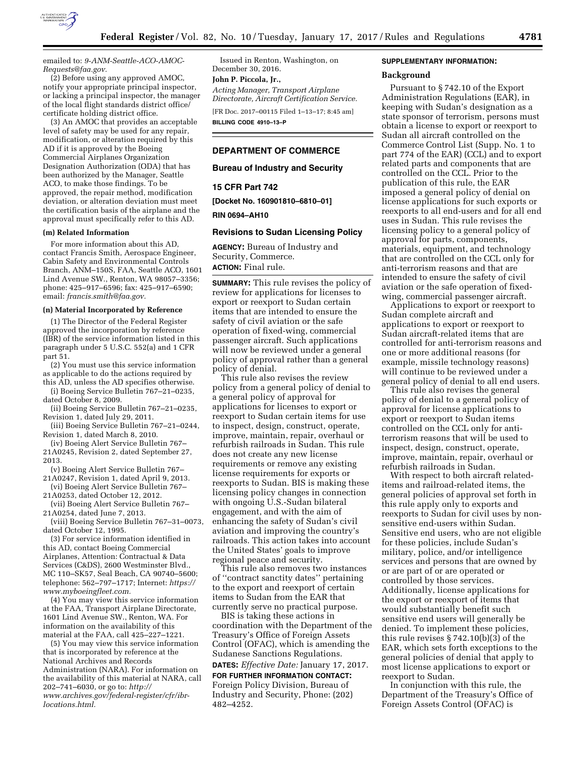emailed to: *9-ANM-Seattle-ACO-AMOC-Requests@faa.gov.*

(2) Before using any approved AMOC, notify your appropriate principal inspector, or lacking a principal inspector, the manager of the local flight standards district office/certificate holding district office.

(3) An AMOC that provides an acceptable level of safety may be used for any repair, modification, or alteration required by this AD if it is approved by the Boeing Commercial Airplanes Organization Designation Authorization (ODA) that has been authorized by the Manager, Seattle ACO, to make those findings. To be approved, the repair method, modification deviation, or alteration deviation must meet the certification basis of the airplane and the approval must specifically refer to this AD.

**(m) Related Information**

For more information about this AD, contact Francis Smith, Aerospace Engineer, Cabin Safety and Environmental Controls Branch, ANM–150S, FAA, Seattle ACO, 1601 Lind Avenue SW., Renton, WA 98057–3356; phone: 425–917–6596; fax: 425–917–6590; email: *francis.smith@faa.gov.*

**(n) Material Incorporated by Reference**

(1) The Director of the Federal Register approved the incorporation by reference (IBR) of the service information listed in this paragraph under 5 U.S.C. 552(a) and 1 CFR part 51.

(2) You must use this service information as applicable to do the actions required by this AD, unless the AD specifies otherwise.

(i) Boeing Service Bulletin 767–21–0235, dated October 8, 2009.

(ii) Boeing Service Bulletin 767–21–0235, Revision 1, dated July 29, 2011.

(iii) Boeing Service Bulletin 767–21–0244, Revision 1, dated March 8, 2010.

(iv) Boeing Alert Service Bulletin 767–21A0245, Revision 2, dated September 27, 2013.

(v) Boeing Alert Service Bulletin 767–21A0247, Revision 1, dated April 9, 2013.

(vi) Boeing Alert Service Bulletin 767–21A0253, dated October 12, 2012.

(vii) Boeing Alert Service Bulletin 767–21A0254, dated June 7, 2013.

(viii) Boeing Service Bulletin 767–31–0073, dated October 12, 1995.

(3) For service information identified in this AD, contact Boeing Commercial Airplanes, Attention: Contractual & Data Services (C&DS), 2600 Westminster Blvd., MC 110–SK57, Seal Beach, CA 90740–5600; telephone: 562–797–1717; Internet: *https://www.myboeingfleet.com.*

(4) You may view this service information at the FAA, Transport Airplane Directorate, 1601 Lind Avenue SW., Renton, WA. For information on the availability of this material at the FAA, call 425–227–1221.

(5) You may view this service information that is incorporated by reference at the National Archives and Records Administration (NARA). For information on the availability of this material at NARA, call 202–741–6030, or go to: *http://www.archives.gov/federal-register/cfr/ibr-locations.html.*

Issued in Renton, Washington, on December 30, 2016.

**John P. Piccola, Jr.,**

*Acting Manager, Transport Airplane Directorate, Aircraft Certification Service.*

[FR Doc. 2017–00115 Filed 1–13–17; 8:45 am]

**BILLING CODE 4910–13–P**

## DEPARTMENT OF COMMERCE

## Bureau of Industry and Security

## 15 CFR Part 742

**[Docket No. 160901810–6810–01]**

**RIN 0694–AH10**

## Revisions to Sudan Licensing Policy

**AGENCY:** Bureau of Industry and Security, Commerce.

**ACTION:** Final rule.

**SUMMARY:** This rule revises the policy of review for applications for licenses to export or reexport to Sudan certain items that are intended to ensure the safety of civil aviation or the safe operation of fixed-wing, commercial passenger aircraft. Such applications will now be reviewed under a general policy of approval rather than a general policy of denial.

This rule also revises the review policy from a general policy of denial to a general policy of approval for applications for licenses to export or reexport to Sudan certain items for use to inspect, design, construct, operate, improve, maintain, repair, overhaul or refurbish railroads in Sudan. This rule does not create any new license requirements or remove any existing license requirements for exports or reexports to Sudan. BIS is making these licensing policy changes in connection with ongoing U.S.-Sudan bilateral engagement, and with the aim of enhancing the safety of Sudan's civil aviation and improving the country's railroads. This action takes into account the United States' goals to improve regional peace and security.

This rule also removes two instances of ''contract sanctity dates'' pertaining to the export and reexport of certain items to Sudan from the EAR that currently serve no practical purpose.

BIS is taking these actions in coordination with the Department of the Treasury's Office of Foreign Assets Control (OFAC), which is amending the Sudanese Sanctions Regulations.

**DATES:** *Effective Date:* January 17, 2017.

**FOR FURTHER INFORMATION CONTACT:** Foreign Policy Division, Bureau of Industry and Security, Phone: (202) 482–4252.

**SUPPLEMENTARY INFORMATION:**

**Background**

Pursuant to § 742.10 of the Export Administration Regulations (EAR), in keeping with Sudan's designation as a state sponsor of terrorism, persons must obtain a license to export or reexport to Sudan all aircraft controlled on the Commerce Control List (Supp. No. 1 to part 774 of the EAR) (CCL) and to export related parts and components that are controlled on the CCL. Prior to the publication of this rule, the EAR imposed a general policy of denial on license applications for such exports or reexports to all end-users and for all end uses in Sudan. This rule revises the licensing policy to a general policy of approval for parts, components, materials, equipment, and technology that are controlled on the CCL only for anti-terrorism reasons and that are intended to ensure the safety of civil aviation or the safe operation of fixed-wing, commercial passenger aircraft.

Applications to export or reexport to Sudan complete aircraft and applications to export or reexport to Sudan aircraft-related items that are controlled for anti-terrorism reasons and one or more additional reasons (for example, missile technology reasons) will continue to be reviewed under a general policy of denial to all end users.

This rule also revises the general policy of denial to a general policy of approval for license applications to export or reexport to Sudan items controlled on the CCL only for anti-terrorism reasons that will be used to inspect, design, construct, operate, improve, maintain, repair, overhaul or refurbish railroads in Sudan.

With respect to both aircraft related-items and railroad-related items, the general policies of approval set forth in this rule apply only to exports and reexports to Sudan for civil uses by non-sensitive end-users within Sudan. Sensitive end users, who are not eligible for these policies, include Sudan's military, police, and/or intelligence services and persons that are owned by or are part of or are operated or controlled by those services. Additionally, license applications for the export or reexport of items that would substantially benefit such sensitive end users will generally be denied. To implement these policies, this rule revises § 742.10(b)(3) of the EAR, which sets forth exceptions to the general policies of denial that apply to most license applications to export or reexport to Sudan.

In conjunction with this rule, the Department of the Treasury's Office of Foreign Assets Control (OFAC) is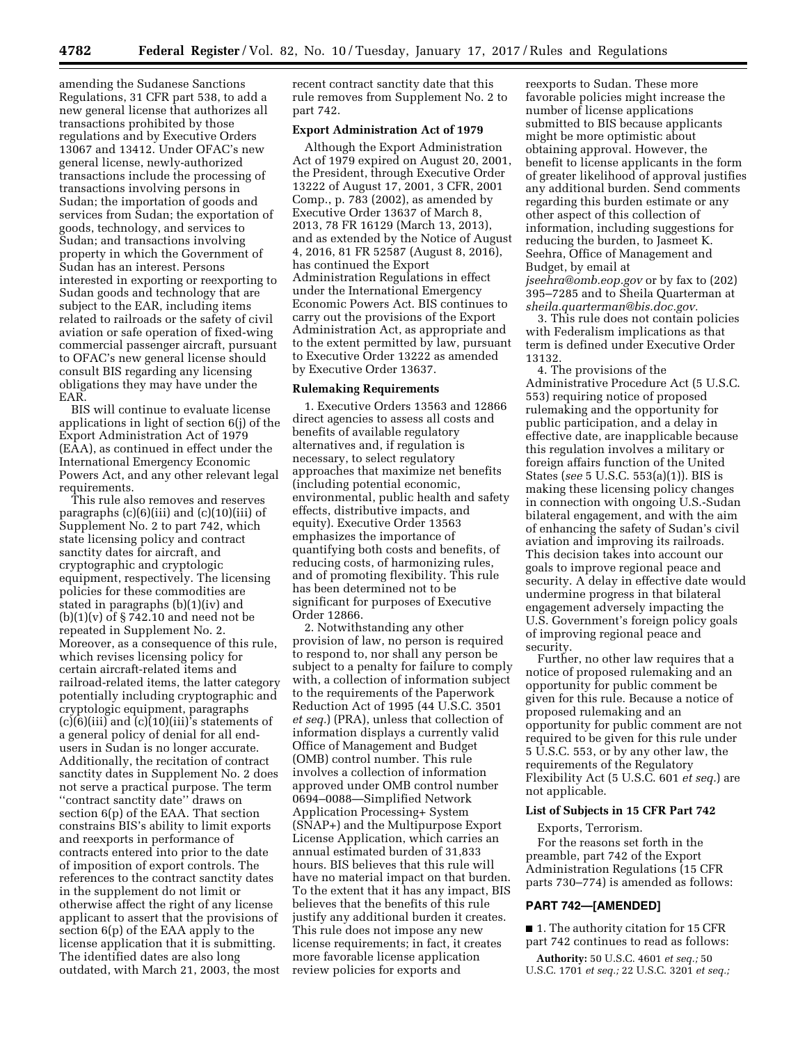amending the Sudanese Sanctions Regulations, 31 CFR part 538, to add a new general license that authorizes all transactions prohibited by those regulations and by Executive Orders 13067 and 13412. Under OFAC's new general license, newly-authorized transactions include the processing of transactions involving persons in Sudan; the importation of goods and services from Sudan; the exportation of goods, technology, and services to Sudan; and transactions involving property in which the Government of Sudan has an interest. Persons interested in exporting or reexporting to Sudan goods and technology that are subject to the EAR, including items related to railroads or the safety of civil aviation or safe operation of fixed-wing commercial passenger aircraft, pursuant to OFAC's new general license should consult BIS regarding any licensing obligations they may have under the EAR.

BIS will continue to evaluate license applications in light of section 6(j) of the Export Administration Act of 1979 (EAA), as continued in effect under the International Emergency Economic Powers Act, and any other relevant legal requirements.

This rule also removes and reserves paragraphs (c)(6)(iii) and (c)(10)(iii) of Supplement No. 2 to part 742, which state licensing policy and contract sanctity dates for aircraft, and cryptographic and cryptologic equipment, respectively. The licensing policies for these commodities are stated in paragraphs (b)(1)(iv) and (b)(1)(v) of § 742.10 and need not be repeated in Supplement No. 2. Moreover, as a consequence of this rule, which revises licensing policy for certain aircraft-related items and railroad-related items, the latter category potentially including cryptographic and cryptologic equipment, paragraphs (c)(6)(iii) and (c)(10)(iii)'s statements of a general policy of denial for all end-users in Sudan is no longer accurate. Additionally, the recitation of contract sanctity dates in Supplement No. 2 does not serve a practical purpose. The term ''contract sanctity date'' draws on section 6(p) of the EAA. That section constrains BIS's ability to limit exports and reexports in performance of contracts entered into prior to the date of imposition of export controls. The references to the contract sanctity dates in the supplement do not limit or otherwise affect the right of any license applicant to assert that the provisions of section 6(p) of the EAA apply to the license application that it is submitting. The identified dates are also long outdated, with March 21, 2003, the most recent contract sanctity date that this rule removes from Supplement No. 2 to part 742.

**Export Administration Act of 1979**

Although the Export Administration Act of 1979 expired on August 20, 2001, the President, through Executive Order 13222 of August 17, 2001, 3 CFR, 2001 Comp., p. 783 (2002), as amended by Executive Order 13637 of March 8, 2013, 78 FR 16129 (March 13, 2013), and as extended by the Notice of August 4, 2016, 81 FR 52587 (August 8, 2016), has continued the Export Administration Regulations in effect under the International Emergency Economic Powers Act. BIS continues to carry out the provisions of the Export Administration Act, as appropriate and to the extent permitted by law, pursuant to Executive Order 13222 as amended by Executive Order 13637.

**Rulemaking Requirements**

1. Executive Orders 13563 and 12866 direct agencies to assess all costs and benefits of available regulatory alternatives and, if regulation is necessary, to select regulatory approaches that maximize net benefits (including potential economic, environmental, public health and safety effects, distributive impacts, and equity). Executive Order 13563 emphasizes the importance of quantifying both costs and benefits, of reducing costs, of harmonizing rules, and of promoting flexibility. This rule has been determined not to be significant for purposes of Executive Order 12866.

2. Notwithstanding any other provision of law, no person is required to respond to, nor shall any person be subject to a penalty for failure to comply with, a collection of information subject to the requirements of the Paperwork Reduction Act of 1995 (44 U.S.C. 3501 *et seq.*) (PRA), unless that collection of information displays a currently valid Office of Management and Budget (OMB) control number. This rule involves a collection of information approved under OMB control number 0694–0088—Simplified Network Application Processing+ System (SNAP+) and the Multipurpose Export License Application, which carries an annual estimated burden of 31,833 hours. BIS believes that this rule will have no material impact on that burden. To the extent that it has any impact, BIS believes that the benefits of this rule justify any additional burden it creates. This rule does not impose any new license requirements; in fact, it creates more favorable license application review policies for exports and reexports to Sudan. These more favorable policies might increase the number of license applications submitted to BIS because applicants might be more optimistic about obtaining approval. However, the benefit to license applicants in the form of greater likelihood of approval justifies any additional burden. Send comments regarding this burden estimate or any other aspect of this collection of information, including suggestions for reducing the burden, to Jasmeet K. Seehra, Office of Management and Budget, by email at *jseehra@omb.eop.gov* or by fax to (202) 395–7285 and to Sheila Quarterman at *sheila.quarterman@bis.doc.gov.*

3. This rule does not contain policies with Federalism implications as that term is defined under Executive Order 13132.

4. The provisions of the Administrative Procedure Act (5 U.S.C. 553) requiring notice of proposed rulemaking and the opportunity for public participation, and a delay in effective date, are inapplicable because this regulation involves a military or foreign affairs function of the United States (*see* 5 U.S.C. 553(a)(1)). BIS is making these licensing policy changes in connection with ongoing U.S.-Sudan bilateral engagement, and with the aim of enhancing the safety of Sudan's civil aviation and improving its railroads. This decision takes into account our goals to improve regional peace and security. A delay in effective date would undermine progress in that bilateral engagement adversely impacting the U.S. Government's foreign policy goals of improving regional peace and security.

Further, no other law requires that a notice of proposed rulemaking and an opportunity for public comment be given for this rule. Because a notice of proposed rulemaking and an opportunity for public comment are not required to be given for this rule under 5 U.S.C. 553, or by any other law, the requirements of the Regulatory Flexibility Act (5 U.S.C. 601 *et seq.*) are not applicable.

**List of Subjects in 15 CFR Part 742**

Exports, Terrorism.

For the reasons set forth in the preamble, part 742 of the Export Administration Regulations (15 CFR parts 730–774) is amended as follows:

## PART 742—[AMENDED]

■ 1. The authority citation for 15 CFR part 742 continues to read as follows:

**Authority:** 50 U.S.C. 4601 *et seq.;* 50 U.S.C. 1701 *et seq.;* 22 U.S.C. 3201 *et seq.;*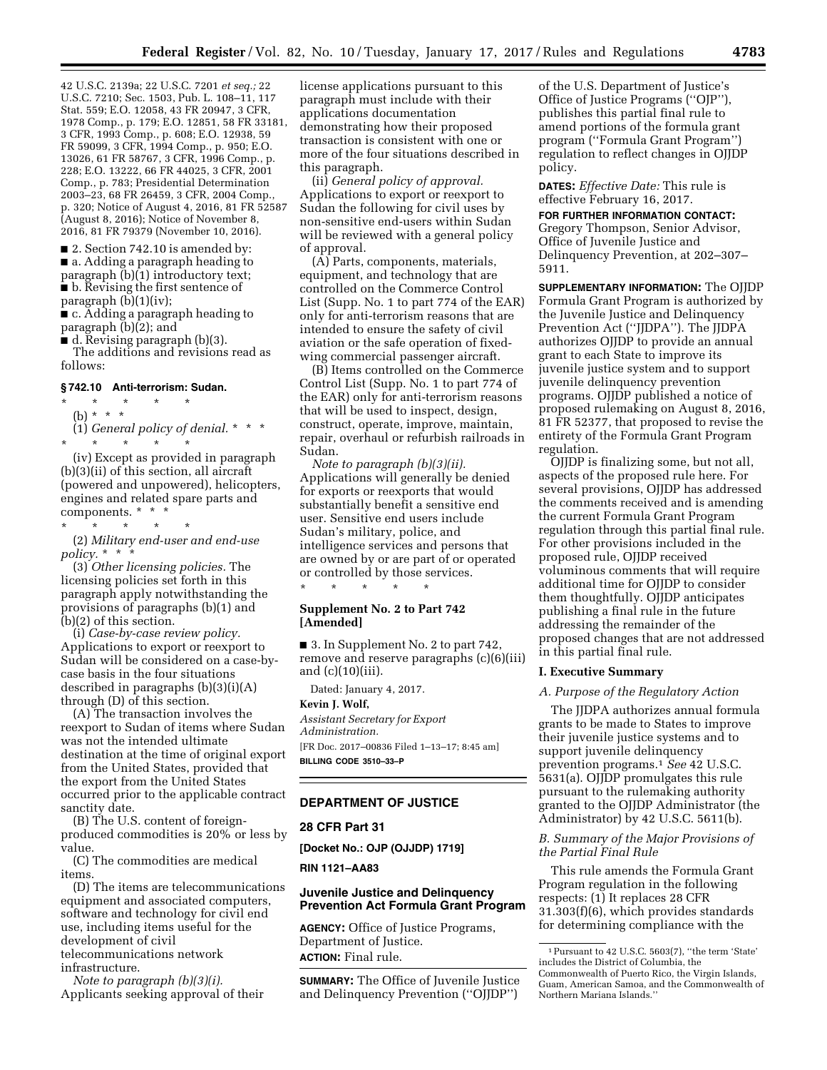42 U.S.C. 2139a; 22 U.S.C. 7201 *et seq.;* 22 U.S.C. 7210; Sec. 1503, Pub. L. 108–11, 117 Stat. 559; E.O. 12058, 43 FR 20947, 3 CFR, 1978 Comp., p. 179; E.O. 12851, 58 FR 33181, 3 CFR, 1993 Comp., p. 608; E.O. 12938, 59 FR 59099, 3 CFR, 1994 Comp., p. 950; E.O. 13026, 61 FR 58767, 3 CFR, 1996 Comp., p. 228; E.O. 13222, 66 FR 44025, 3 CFR, 2001 Comp., p. 783; Presidential Determination 2003–23, 68 FR 26459, 3 CFR, 2004 Comp., p. 320; Notice of August 4, 2016, 81 FR 52587 (August 8, 2016); Notice of November 8, 2016, 81 FR 79379 (November 10, 2016).

■ 2. Section 742.10 is amended by:

■ a. Adding a paragraph heading to paragraph (b)(1) introductory text;

■ b. Revising the first sentence of paragraph (b)(1)(iv);

■ c. Adding a paragraph heading to paragraph (b)(2); and

■ d. Revising paragraph (b)(3).

The additions and revisions read as follows:

### § 742.10 Anti-terrorism: Sudan.

\* \* \* \* \*

(b) \* \* \*

(1) *General policy of denial.* \* \* \*

\* \* \* \* \*

(iv) Except as provided in paragraph (b)(3)(ii) of this section, all aircraft (powered and unpowered), helicopters, engines and related spare parts and components. \* \* \*

\* \* \* \* \*

(2) *Military end-user and end-use policy.* \* \* \*

(3) *Other licensing policies.* The licensing policies set forth in this paragraph apply notwithstanding the provisions of paragraphs (b)(1) and (b)(2) of this section.

(i) *Case-by-case review policy.* Applications to export or reexport to Sudan will be considered on a case-by-case basis in the four situations described in paragraphs (b)(3)(i)(A) through (D) of this section.

(A) The transaction involves the reexport to Sudan of items where Sudan was not the intended ultimate destination at the time of original export from the United States, provided that the export from the United States occurred prior to the applicable contract sanctity date.

(B) The U.S. content of foreign-produced commodities is 20% or less by value.

(C) The commodities are medical items.

(D) The items are telecommunications equipment and associated computers, software and technology for civil end use, including items useful for the development of civil telecommunications network infrastructure.

*Note to paragraph (b)(3)(i).* Applicants seeking approval of their license applications pursuant to this paragraph must include with their applications documentation demonstrating how their proposed transaction is consistent with one or more of the four situations described in this paragraph.

(ii) *General policy of approval.* Applications to export or reexport to Sudan the following for civil uses by non-sensitive end-users within Sudan will be reviewed with a general policy of approval.

(A) Parts, components, materials, equipment, and technology that are controlled on the Commerce Control List (Supp. No. 1 to part 774 of the EAR) only for anti-terrorism reasons that are intended to ensure the safety of civil aviation or the safe operation of fixed-wing commercial passenger aircraft.

(B) Items controlled on the Commerce Control List (Supp. No. 1 to part 774 of the EAR) only for anti-terrorism reasons that will be used to inspect, design, construct, operate, improve, maintain, repair, overhaul or refurbish railroads in Sudan.

*Note to paragraph (b)(3)(ii).* Applications will generally be denied for exports or reexports that would substantially benefit a sensitive end user. Sensitive end users include Sudan's military, police, and intelligence services and persons that are owned by or are part of or operated or controlled by those services.

\* \* \* \* \*

### Supplement No. 2 to Part 742 [Amended]

■ 3. In Supplement No. 2 to part 742, remove and reserve paragraphs (c)(6)(iii) and (c)(10)(iii).

Dated: January 4, 2017.

**Kevin J. Wolf,**

*Assistant Secretary for Export Administration.*

[FR Doc. 2017–00836 Filed 1–13–17; 8:45 am]

**BILLING CODE 3510–33–P**

## DEPARTMENT OF JUSTICE

### 28 CFR Part 31

**[Docket No.: OJP (OJJDP) 1719]**

**RIN 1121–AA83**

## Juvenile Justice and Delinquency Prevention Act Formula Grant Program

**AGENCY:** Office of Justice Programs, Department of Justice.

**ACTION:** Final rule.

**SUMMARY:** The Office of Juvenile Justice and Delinquency Prevention (''OJJDP'') of the U.S. Department of Justice's Office of Justice Programs (''OJP''), publishes this partial final rule to amend portions of the formula grant program (''Formula Grant Program'') regulation to reflect changes in OJJDP policy.

**DATES:** *Effective Date:* This rule is effective February 16, 2017.

**FOR FURTHER INFORMATION CONTACT:** Gregory Thompson, Senior Advisor, Office of Juvenile Justice and Delinquency Prevention, at 202–307–5911.

**SUPPLEMENTARY INFORMATION:** The OJJDP Formula Grant Program is authorized by the Juvenile Justice and Delinquency Prevention Act (''JJDPA''). The JJDPA authorizes OJJDP to provide an annual grant to each State to improve its juvenile justice system and to support juvenile delinquency prevention programs. OJJDP published a notice of proposed rulemaking on August 8, 2016, 81 FR 52377, that proposed to revise the entirety of the Formula Grant Program regulation.

OJJDP is finalizing some, but not all, aspects of the proposed rule here. For several provisions, OJJDP has addressed the comments received and is amending the current Formula Grant Program regulation through this partial final rule. For other provisions included in the proposed rule, OJJDP received voluminous comments that will require additional time for OJJDP to consider them thoughtfully. OJJDP anticipates publishing a final rule in the future addressing the remainder of the proposed changes that are not addressed in this partial final rule.

### I. Executive Summary

#### *A. Purpose of the Regulatory Action*

The JJDPA authorizes annual formula grants to be made to States to improve their juvenile justice systems and to support juvenile delinquency prevention programs.[1] *See* 42 U.S.C. 5631(a). OJJDP promulgates this rule pursuant to the rulemaking authority granted to the OJJDP Administrator (the Administrator) by 42 U.S.C. 5611(b).

#### *B. Summary of the Major Provisions of the Partial Final Rule*

This rule amends the Formula Grant Program regulation in the following respects: (1) It replaces 28 CFR 31.303(f)(6), which provides standards for determining compliance with the

[1] Pursuant to 42 U.S.C. 5603(7), ''the term 'State' includes the District of Columbia, the Commonwealth of Puerto Rico, the Virgin Islands, Guam, American Samoa, and the Commonwealth of Northern Mariana Islands.''